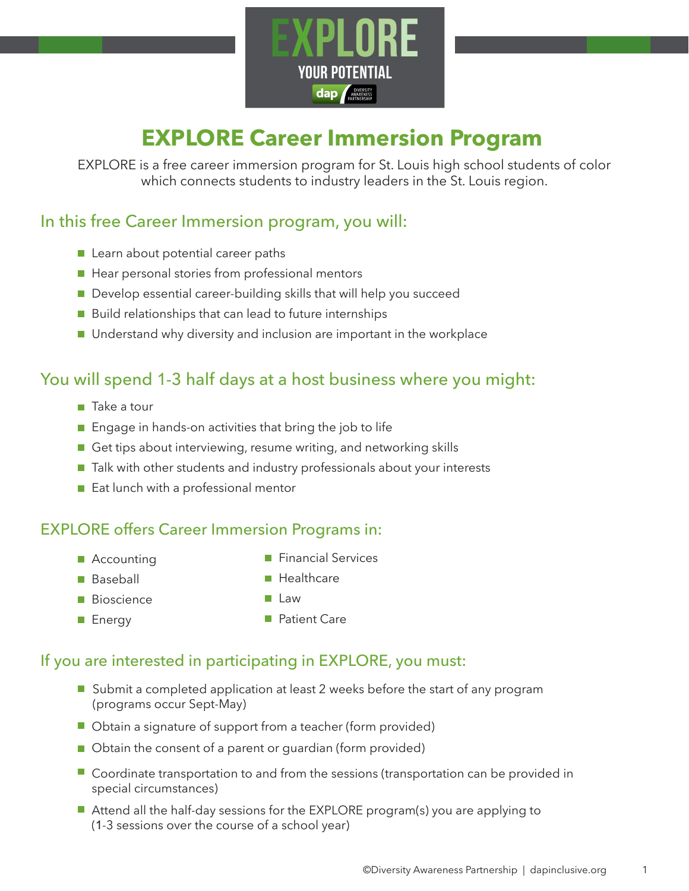# EXPLORE Career Immersion Program

EXPLORE is a free career immersion program for St. Louis high school students of color which connects students to industry leaders in the St. Louis region.

## In this free Career Immersion program, you will:

- Learn about potential career paths
- Hear personal stories from professional mentors
- Develop essential career-building skills that will help you succeed
- Build relationships that can lead to future internships
- Understand why diversity and inclusion are important in the workplace

## You will spend 1-3 half days at a host business where you might:

- Take a tour
- Engage in hands-on activities that bring the job to life
- Get tips about interviewing, resume writing, and networking skills
- Talk with other students and industry professionals about your interests
- Eat lunch with a professional mentor

## EXPLORE offers Career Immersion Programs in:

- Accounting
- Baseball
- Bioscience
- Energy
- Financial Services
- Healthcare
- Law
- Patient Care

## If you are interested in participating in EXPLORE, you must:

- Submit a completed application at least 2 weeks before the start of any program (programs occur Sept-May)
- Obtain a signature of support from a teacher (form provided)
- Obtain the consent of a parent or guardian (form provided)
- Coordinate transportation to and from the sessions (transportation can be provided in special circumstances)
- Attend all the half-day sessions for the EXPLORE program(s) you are applying to (1-3 sessions over the course of a school year)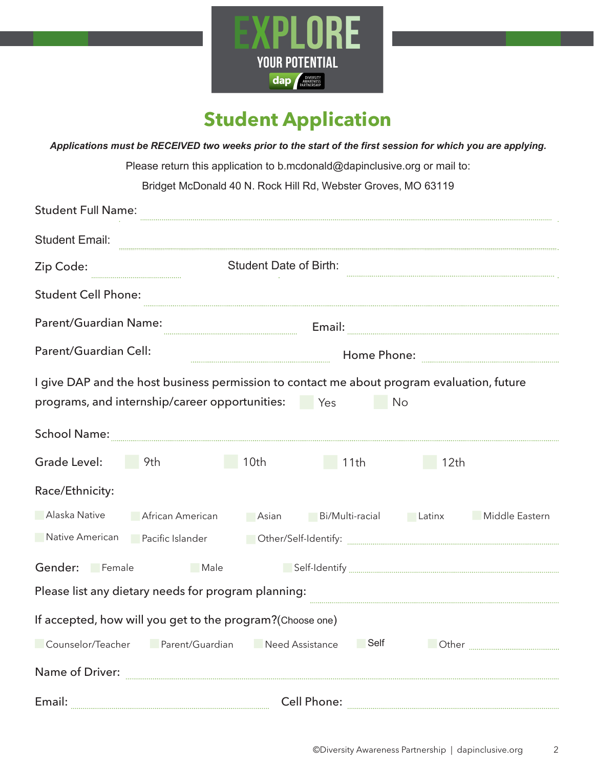EXPLORE
YOUR POTENTIAL
dap DIVERSITY AWARENESS PARTNERSHIP

# Student Application

***Applications must be RECEIVED two weeks prior to the start of the first session for which you are applying.***

Please return this application to b.mcdonald@dapinclusive.org or mail to:

Bridget McDonald 40 N. Rock Hill Rd, Webster Groves, MO 63119

Student Full Name: ______________________________

Student Email: ______________________________

Zip Code: ______________ Student Date of Birth: ______________________________

Student Cell Phone: ______________________________

Parent/Guardian Name: ______________________ Email: ______________________

Parent/Guardian Cell: ______________________ Home Phone: ______________________

I give DAP and the host business permission to contact me about program evaluation, future programs, and internship/career opportunities: ☐ Yes ☐ No

School Name: ______________________________

Grade Level: ☐ 9th ☐ 10th ☐ 11th ☐ 12th

Race/Ethnicity:

☐ Alaska Native ☐ African American ☐ Asian ☐ Bi/Multi-racial ☐ Latinx ☐ Middle Eastern

☐ Native American ☐ Pacific Islander ☐ Other/Self-Identify: ______________________

Gender: ☐ Female ☐ Male ☐ Self-Identify ______________________

Please list any dietary needs for program planning: ______________________

If accepted, how will you get to the program?(Choose one)

☐ Counselor/Teacher ☐ Parent/Guardian ☐ Need Assistance ☐ Self ☐ Other ______________

Name of Driver: ______________________________

Email: ______________________ Cell Phone: ______________________

©Diversity Awareness Partnership | dapinclusive.org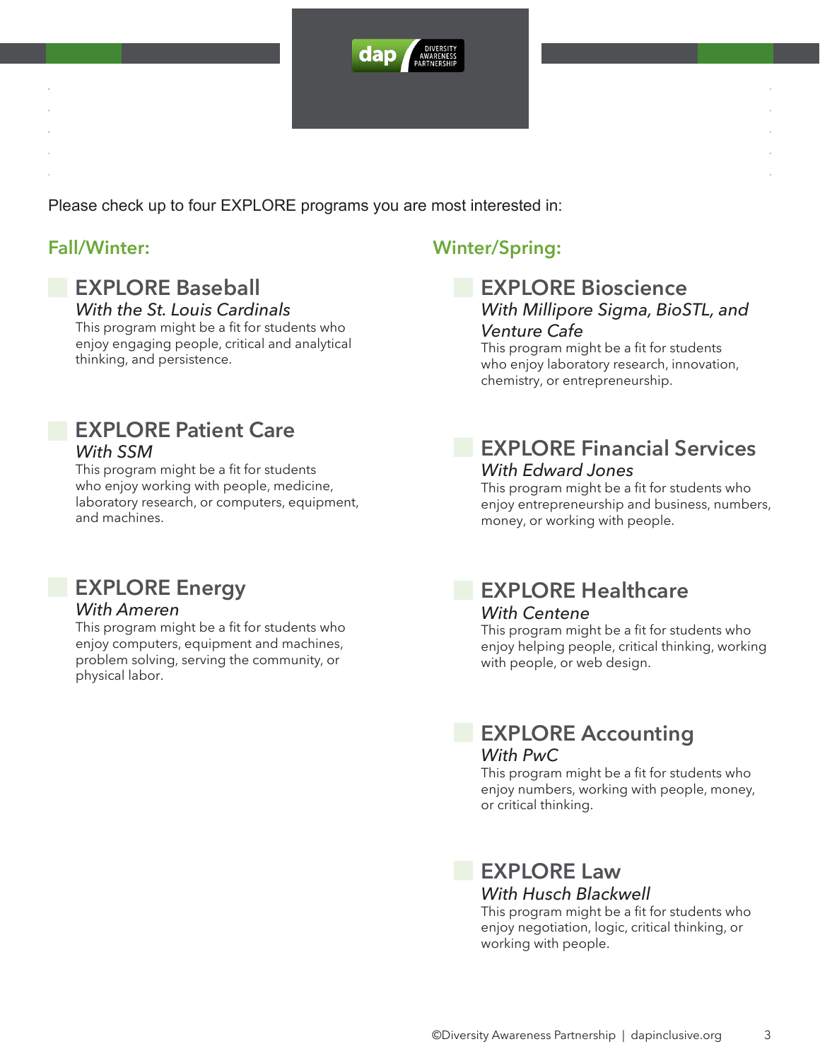Please check up to four EXPLORE programs you are most interested in:

## Fall/Winter:

### EXPLORE Baseball

*With the St. Louis Cardinals*

This program might be a fit for students who enjoy engaging people, critical and analytical thinking, and persistence.

### EXPLORE Patient Care

*With SSM*

This program might be a fit for students who enjoy working with people, medicine, laboratory research, or computers, equipment, and machines.

### EXPLORE Energy

*With Ameren*

This program might be a fit for students who enjoy computers, equipment and machines, problem solving, serving the community, or physical labor.

## Winter/Spring:

### EXPLORE Bioscience

*With Millipore Sigma, BioSTL, and Venture Cafe*

This program might be a fit for students who enjoy laboratory research, innovation, chemistry, or entrepreneurship.

### EXPLORE Financial Services

*With Edward Jones*

This program might be a fit for students who enjoy entrepreneurship and business, numbers, money, or working with people.

### EXPLORE Healthcare

*With Centene*

This program might be a fit for students who enjoy helping people, critical thinking, working with people, or web design.

### EXPLORE Accounting

*With PwC*

This program might be a fit for students who enjoy numbers, working with people, money, or critical thinking.

### EXPLORE Law

*With Husch Blackwell*

This program might be a fit for students who enjoy negotiation, logic, critical thinking, or working with people.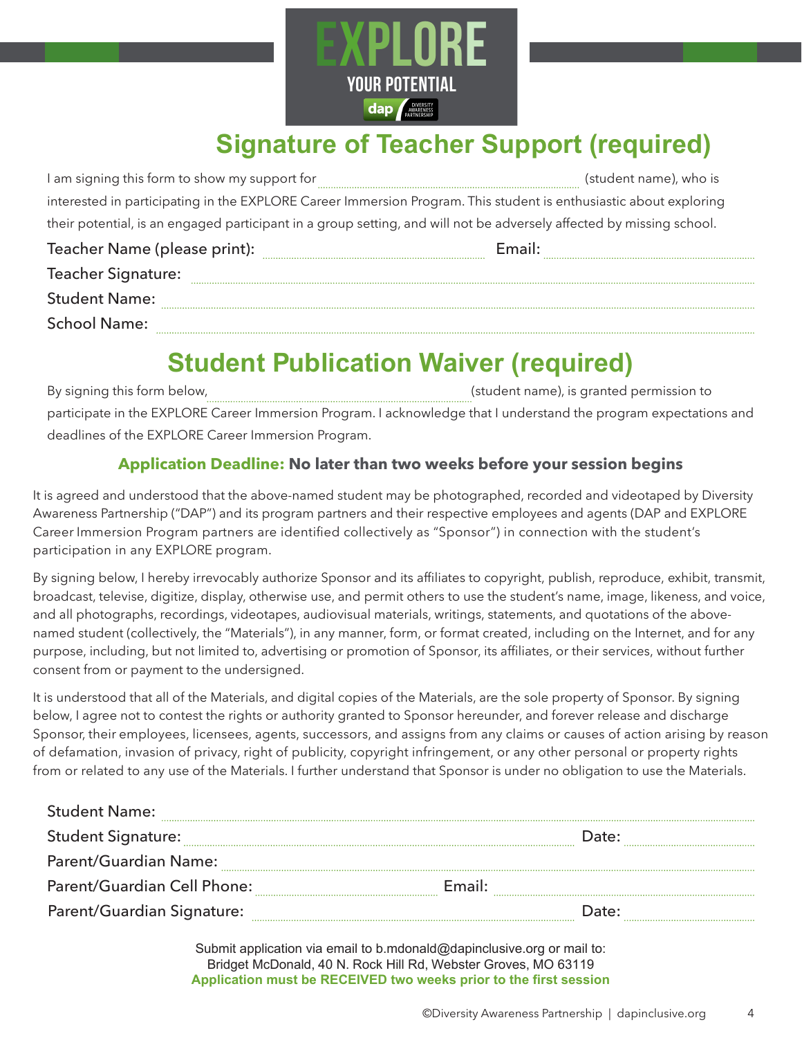EXPLORE

YOUR POTENTIAL

dap DIVERSITY AWARENESS PARTNERSHIP

# Signature of Teacher Support (required)

I am signing this form to show my support for ______________________ (student name), who is interested in participating in the EXPLORE Career Immersion Program. This student is enthusiastic about exploring their potential, is an engaged participant in a group setting, and will not be adversely affected by missing school.

Teacher Name (please print): ______________________ Email: ______________________

Teacher Signature: ______________________

Student Name: ______________________

School Name: ______________________

# Student Publication Waiver (required)

By signing this form below, ______________________ (student name), is granted permission to participate in the EXPLORE Career Immersion Program. I acknowledge that I understand the program expectations and deadlines of the EXPLORE Career Immersion Program.

**Application Deadline: No later than two weeks before your session begins**

It is agreed and understood that the above-named student may be photographed, recorded and videotaped by Diversity Awareness Partnership ("DAP") and its program partners and their respective employees and agents (DAP and EXPLORE Career Immersion Program partners are identified collectively as "Sponsor") in connection with the student's participation in any EXPLORE program.

By signing below, I hereby irrevocably authorize Sponsor and its affiliates to copyright, publish, reproduce, exhibit, transmit, broadcast, televise, digitize, display, otherwise use, and permit others to use the student's name, image, likeness, and voice, and all photographs, recordings, videotapes, audiovisual materials, writings, statements, and quotations of the above-named student (collectively, the "Materials"), in any manner, form, or format created, including on the Internet, and for any purpose, including, but not limited to, advertising or promotion of Sponsor, its affiliates, or their services, without further consent from or payment to the undersigned.

It is understood that all of the Materials, and digital copies of the Materials, are the sole property of Sponsor. By signing below, I agree not to contest the rights or authority granted to Sponsor hereunder, and forever release and discharge Sponsor, their employees, licensees, agents, successors, and assigns from any claims or causes of action arising by reason of defamation, invasion of privacy, right of publicity, copyright infringement, or any other personal or property rights from or related to any use of the Materials. I further understand that Sponsor is under no obligation to use the Materials.

Student Name: ______________________

Student Signature: ______________________ Date: ____________

Parent/Guardian Name: ______________________

Parent/Guardian Cell Phone: ______________________ Email: ______________________

Parent/Guardian Signature: ______________________ Date: ____________

Submit application via email to b.mdonald@dapinclusive.org or mail to:
Bridget McDonald, 40 N. Rock Hill Rd, Webster Groves, MO 63119

**Application must be RECEIVED two weeks prior to the first session**

©Diversity Awareness Partnership | dapinclusive.org